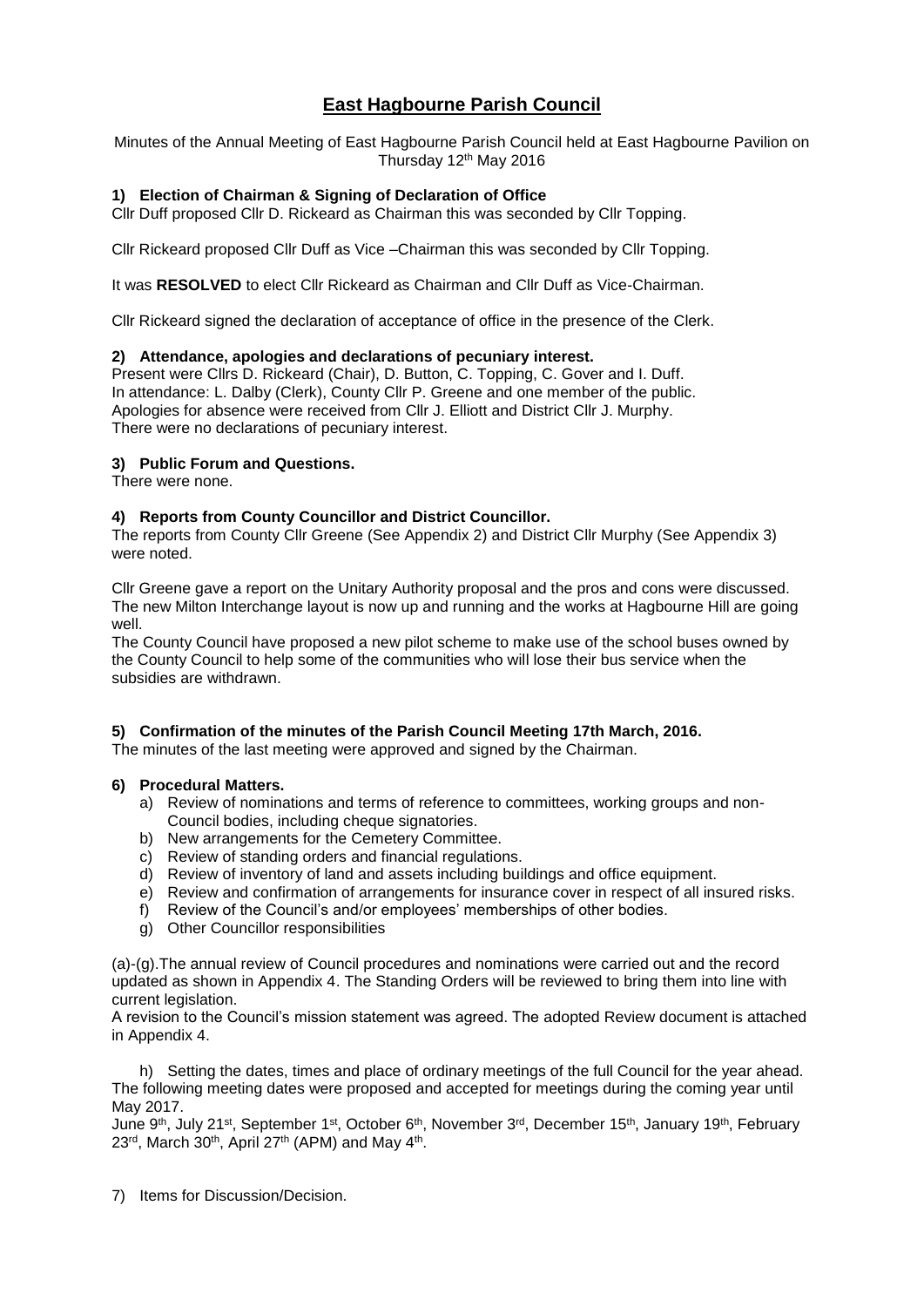# East Hagbourne Parish Council

Minutes of the Annual Meeting of East Hagbourne Parish Council held at East Hagbourne Pavilion on Thursday 12th May 2016

### 1) Election of Chairman & Signing of Declaration of Office

Cllr Duff proposed Cllr D. Rickeard as Chairman this was seconded by Cllr Topping.

Cllr Rickeard proposed Cllr Duff as Vice –Chairman this was seconded by Cllr Topping.

It was **RESOLVED** to elect Cllr Rickeard as Chairman and Cllr Duff as Vice-Chairman.

Cllr Rickeard signed the declaration of acceptance of office in the presence of the Clerk.

### 2) Attendance, apologies and declarations of pecuniary interest.

Present were Cllrs D. Rickeard (Chair), D. Button, C. Topping, C. Gover and I. Duff.
In attendance: L. Dalby (Clerk), County Cllr P. Greene and one member of the public.
Apologies for absence were received from Cllr J. Elliott and District Cllr J. Murphy.
There were no declarations of pecuniary interest.

### 3) Public Forum and Questions.

There were none.

### 4) Reports from County Councillor and District Councillor.

The reports from County Cllr Greene (See Appendix 2) and District Cllr Murphy (See Appendix 3) were noted.

Cllr Greene gave a report on the Unitary Authority proposal and the pros and cons were discussed. The new Milton Interchange layout is now up and running and the works at Hagbourne Hill are going well.
The County Council have proposed a new pilot scheme to make use of the school buses owned by the County Council to help some of the communities who will lose their bus service when the subsidies are withdrawn.

### 5) Confirmation of the minutes of the Parish Council Meeting 17th March, 2016.

The minutes of the last meeting were approved and signed by the Chairman.

### 6) Procedural Matters.

a) Review of nominations and terms of reference to committees, working groups and non-Council bodies, including cheque signatories.
b) New arrangements for the Cemetery Committee.
c) Review of standing orders and financial regulations.
d) Review of inventory of land and assets including buildings and office equipment.
e) Review and confirmation of arrangements for insurance cover in respect of all insured risks.
f) Review of the Council's and/or employees' memberships of other bodies.
g) Other Councillor responsibilities

(a)-(g).The annual review of Council procedures and nominations were carried out and the record updated as shown in Appendix 4. The Standing Orders will be reviewed to bring them into line with current legislation.
A revision to the Council's mission statement was agreed. The adopted Review document is attached in Appendix 4.

h) Setting the dates, times and place of ordinary meetings of the full Council for the year ahead.
The following meeting dates were proposed and accepted for meetings during the coming year until May 2017.
June 9th, July 21st, September 1st, October 6th, November 3rd, December 15th, January 19th, February 23rd, March 30th, April 27th (APM) and May 4th.

7) Items for Discussion/Decision.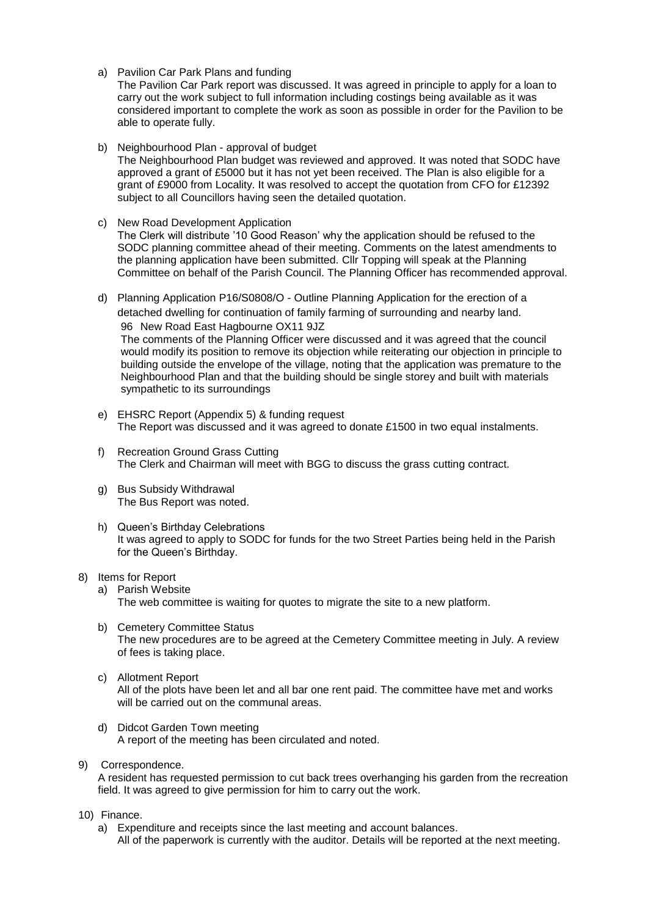a) Pavilion Car Park Plans and funding
   The Pavilion Car Park report was discussed. It was agreed in principle to apply for a loan to carry out the work subject to full information including costings being available as it was considered important to complete the work as soon as possible in order for the Pavilion to be able to operate fully.

b) Neighbourhood Plan - approval of budget
   The Neighbourhood Plan budget was reviewed and approved. It was noted that SODC have approved a grant of £5000 but it has not yet been received. The Plan is also eligible for a grant of £9000 from Locality. It was resolved to accept the quotation from CFO for £12392 subject to all Councillors having seen the detailed quotation.

c) New Road Development Application
   The Clerk will distribute '10 Good Reason' why the application should be refused to the SODC planning committee ahead of their meeting. Comments on the latest amendments to the planning application have been submitted. Cllr Topping will speak at the Planning Committee on behalf of the Parish Council. The Planning Officer has recommended approval.

d) Planning Application P16/S0808/O - Outline Planning Application for the erection of a detached dwelling for continuation of family farming of surrounding and nearby land.
   96 New Road East Hagbourne OX11 9JZ
   The comments of the Planning Officer were discussed and it was agreed that the council would modify its position to remove its objection while reiterating our objection in principle to building outside the envelope of the village, noting that the application was premature to the Neighbourhood Plan and that the building should be single storey and built with materials sympathetic to its surroundings

e) EHSRC Report (Appendix 5) & funding request
   The Report was discussed and it was agreed to donate £1500 in two equal instalments.

f) Recreation Ground Grass Cutting
   The Clerk and Chairman will meet with BGG to discuss the grass cutting contract.

g) Bus Subsidy Withdrawal
   The Bus Report was noted.

h) Queen's Birthday Celebrations
   It was agreed to apply to SODC for funds for the two Street Parties being held in the Parish for the Queen's Birthday.

8) Items for Report

   a) Parish Website
      The web committee is waiting for quotes to migrate the site to a new platform.

   b) Cemetery Committee Status
      The new procedures are to be agreed at the Cemetery Committee meeting in July. A review of fees is taking place.

   c) Allotment Report
      All of the plots have been let and all bar one rent paid. The committee have met and works will be carried out on the communal areas.

   d) Didcot Garden Town meeting
      A report of the meeting has been circulated and noted.

9) Correspondence.
   A resident has requested permission to cut back trees overhanging his garden from the recreation field. It was agreed to give permission for him to carry out the work.

10) Finance.

   a) Expenditure and receipts since the last meeting and account balances.
      All of the paperwork is currently with the auditor. Details will be reported at the next meeting.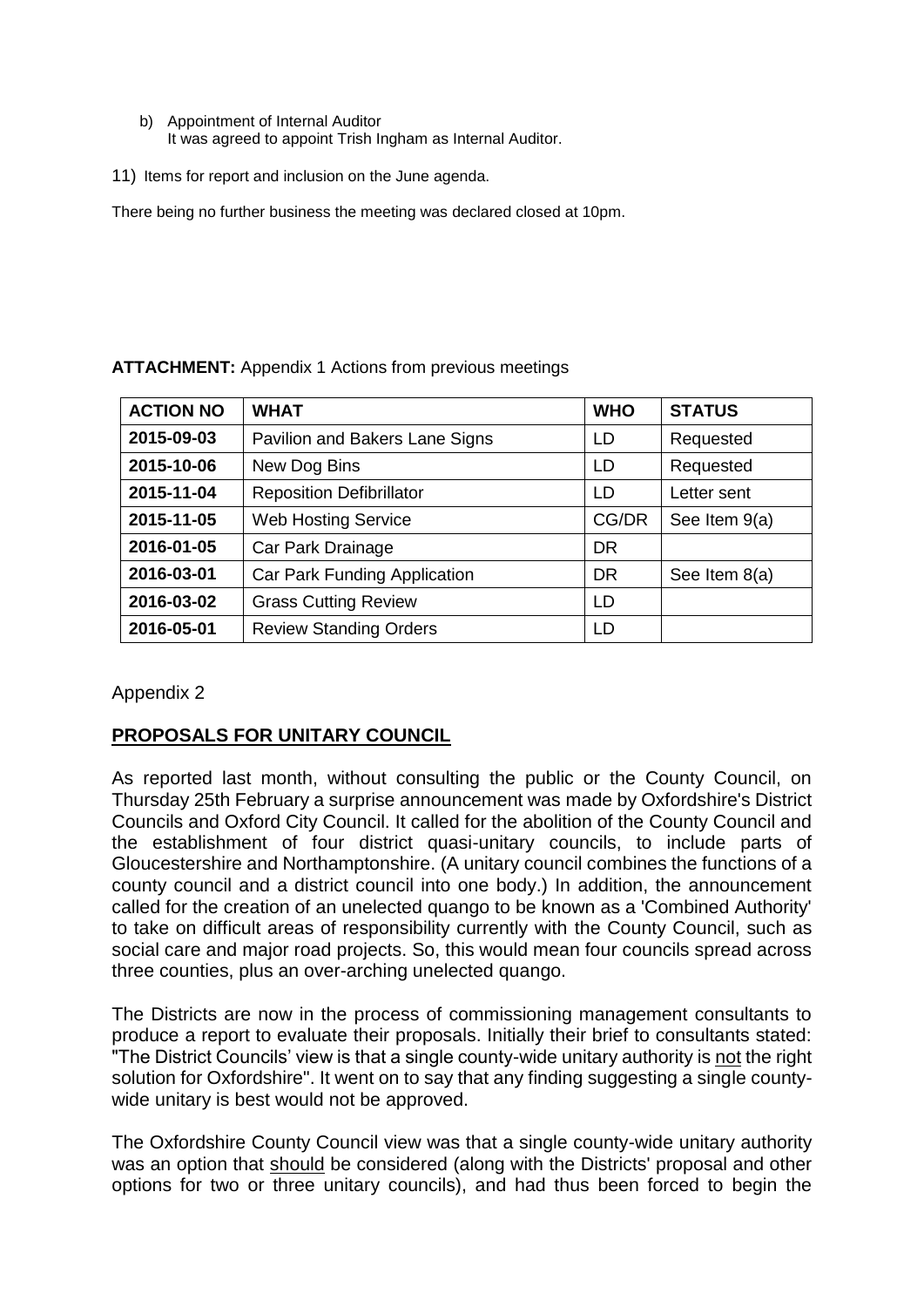b) Appointment of Internal Auditor
   It was agreed to appoint Trish Ingham as Internal Auditor.

11) Items for report and inclusion on the June agenda.

There being no further business the meeting was declared closed at 10pm.

**ATTACHMENT:** Appendix 1 Actions from previous meetings

| ACTION NO | WHAT | WHO | STATUS |
|---|---|---|---|
| 2015-09-03 | Pavilion and Bakers Lane Signs | LD | Requested |
| 2015-10-06 | New Dog Bins | LD | Requested |
| 2015-11-04 | Reposition Defibrillator | LD | Letter sent |
| 2015-11-05 | Web Hosting Service | CG/DR | See Item 9(a) |
| 2016-01-05 | Car Park Drainage | DR | |
| 2016-03-01 | Car Park Funding Application | DR | See Item 8(a) |
| 2016-03-02 | Grass Cutting Review | LD | |
| 2016-05-01 | Review Standing Orders | LD | |

Appendix 2

## PROPOSALS FOR UNITARY COUNCIL

As reported last month, without consulting the public or the County Council, on Thursday 25th February a surprise announcement was made by Oxfordshire's District Councils and Oxford City Council. It called for the abolition of the County Council and the establishment of four district quasi-unitary councils, to include parts of Gloucestershire and Northamptonshire. (A unitary council combines the functions of a county council and a district council into one body.) In addition, the announcement called for the creation of an unelected quango to be known as a 'Combined Authority' to take on difficult areas of responsibility currently with the County Council, such as social care and major road projects. So, this would mean four councils spread across three counties, plus an over-arching unelected quango.

The Districts are now in the process of commissioning management consultants to produce a report to evaluate their proposals. Initially their brief to consultants stated: "The District Councils' view is that a single county-wide unitary authority is not the right solution for Oxfordshire". It went on to say that any finding suggesting a single county-wide unitary is best would not be approved.

The Oxfordshire County Council view was that a single county-wide unitary authority was an option that should be considered (along with the Districts' proposal and other options for two or three unitary councils), and had thus been forced to begin the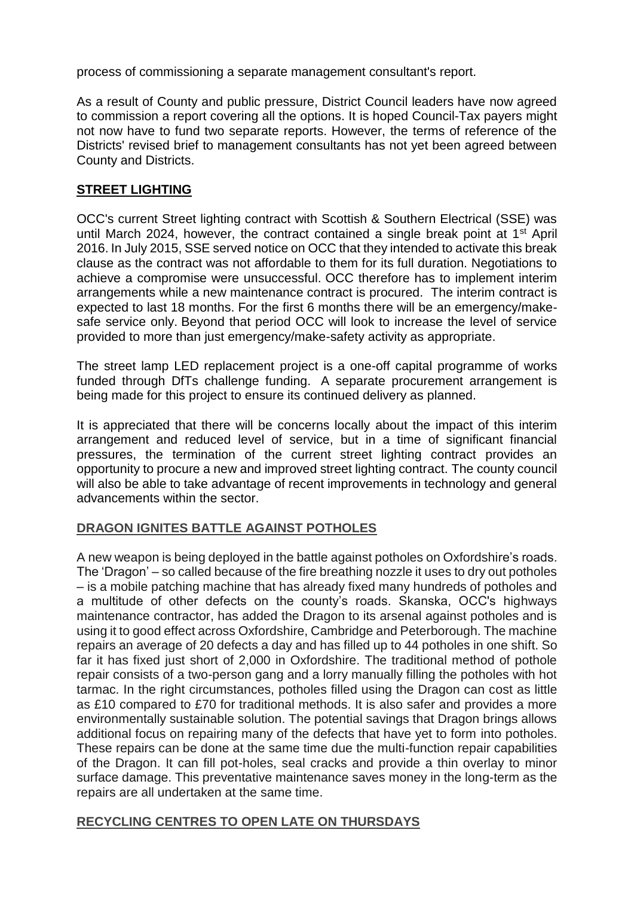process of commissioning a separate management consultant's report.

As a result of County and public pressure, District Council leaders have now agreed to commission a report covering all the options. It is hoped Council-Tax payers might not now have to fund two separate reports. However, the terms of reference of the Districts' revised brief to management consultants has not yet been agreed between County and Districts.

## STREET LIGHTING

OCC's current Street lighting contract with Scottish & Southern Electrical (SSE) was until March 2024, however, the contract contained a single break point at 1st April 2016. In July 2015, SSE served notice on OCC that they intended to activate this break clause as the contract was not affordable to them for its full duration. Negotiations to achieve a compromise were unsuccessful. OCC therefore has to implement interim arrangements while a new maintenance contract is procured. The interim contract is expected to last 18 months. For the first 6 months there will be an emergency/make-safe service only. Beyond that period OCC will look to increase the level of service provided to more than just emergency/make-safety activity as appropriate.

The street lamp LED replacement project is a one-off capital programme of works funded through DfTs challenge funding. A separate procurement arrangement is being made for this project to ensure its continued delivery as planned.

It is appreciated that there will be concerns locally about the impact of this interim arrangement and reduced level of service, but in a time of significant financial pressures, the termination of the current street lighting contract provides an opportunity to procure a new and improved street lighting contract. The county council will also be able to take advantage of recent improvements in technology and general advancements within the sector.

## DRAGON IGNITES BATTLE AGAINST POTHOLES

A new weapon is being deployed in the battle against potholes on Oxfordshire's roads. The 'Dragon' – so called because of the fire breathing nozzle it uses to dry out potholes – is a mobile patching machine that has already fixed many hundreds of potholes and a multitude of other defects on the county's roads. Skanska, OCC's highways maintenance contractor, has added the Dragon to its arsenal against potholes and is using it to good effect across Oxfordshire, Cambridge and Peterborough. The machine repairs an average of 20 defects a day and has filled up to 44 potholes in one shift. So far it has fixed just short of 2,000 in Oxfordshire. The traditional method of pothole repair consists of a two-person gang and a lorry manually filling the potholes with hot tarmac. In the right circumstances, potholes filled using the Dragon can cost as little as £10 compared to £70 for traditional methods. It is also safer and provides a more environmentally sustainable solution. The potential savings that Dragon brings allows additional focus on repairing many of the defects that have yet to form into potholes. These repairs can be done at the same time due the multi-function repair capabilities of the Dragon. It can fill pot-holes, seal cracks and provide a thin overlay to minor surface damage. This preventative maintenance saves money in the long-term as the repairs are all undertaken at the same time.

## RECYCLING CENTRES TO OPEN LATE ON THURSDAYS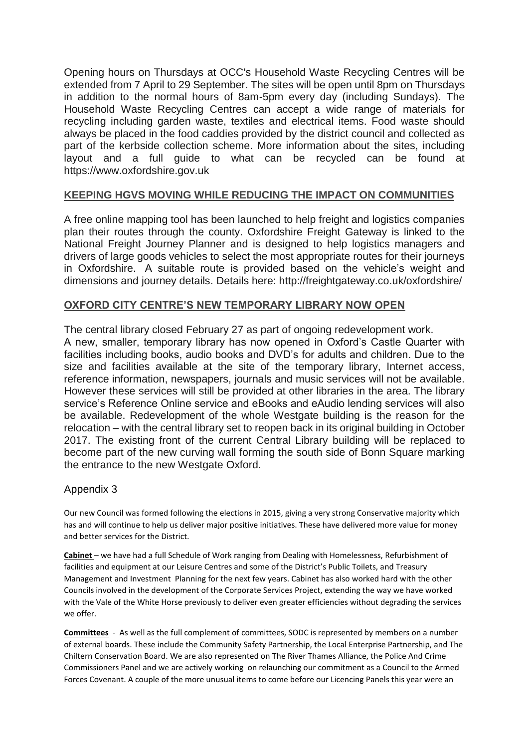Opening hours on Thursdays at OCC's Household Waste Recycling Centres will be extended from 7 April to 29 September. The sites will be open until 8pm on Thursdays in addition to the normal hours of 8am-5pm every day (including Sundays). The Household Waste Recycling Centres can accept a wide range of materials for recycling including garden waste, textiles and electrical items. Food waste should always be placed in the food caddies provided by the district council and collected as part of the kerbside collection scheme. More information about the sites, including layout and a full guide to what can be recycled can be found at https://www.oxfordshire.gov.uk

## KEEPING HGVS MOVING WHILE REDUCING THE IMPACT ON COMMUNITIES

A free online mapping tool has been launched to help freight and logistics companies plan their routes through the county. Oxfordshire Freight Gateway is linked to the National Freight Journey Planner and is designed to help logistics managers and drivers of large goods vehicles to select the most appropriate routes for their journeys in Oxfordshire. A suitable route is provided based on the vehicle's weight and dimensions and journey details. Details here: http://freightgateway.co.uk/oxfordshire/

## OXFORD CITY CENTRE'S NEW TEMPORARY LIBRARY NOW OPEN

The central library closed February 27 as part of ongoing redevelopment work.
A new, smaller, temporary library has now opened in Oxford's Castle Quarter with facilities including books, audio books and DVD's for adults and children. Due to the size and facilities available at the site of the temporary library, Internet access, reference information, newspapers, journals and music services will not be available. However these services will still be provided at other libraries in the area. The library service's Reference Online service and eBooks and eAudio lending services will also be available. Redevelopment of the whole Westgate building is the reason for the relocation – with the central library set to reopen back in its original building in October 2017. The existing front of the current Central Library building will be replaced to become part of the new curving wall forming the south side of Bonn Square marking the entrance to the new Westgate Oxford.

## Appendix 3

Our new Council was formed following the elections in 2015, giving a very strong Conservative majority which has and will continue to help us deliver major positive initiatives. These have delivered more value for money and better services for the District.

**Cabinet** – we have had a full Schedule of Work ranging from Dealing with Homelessness, Refurbishment of facilities and equipment at our Leisure Centres and some of the District's Public Toilets, and Treasury Management and Investment Planning for the next few years. Cabinet has also worked hard with the other Councils involved in the development of the Corporate Services Project, extending the way we have worked with the Vale of the White Horse previously to deliver even greater efficiencies without degrading the services we offer.

**Committees** - As well as the full complement of committees, SODC is represented by members on a number of external boards. These include the Community Safety Partnership, the Local Enterprise Partnership, and The Chiltern Conservation Board. We are also represented on The River Thames Alliance, the Police And Crime Commissioners Panel and we are actively working on relaunching our commitment as a Council to the Armed Forces Covenant. A couple of the more unusual items to come before our Licencing Panels this year were an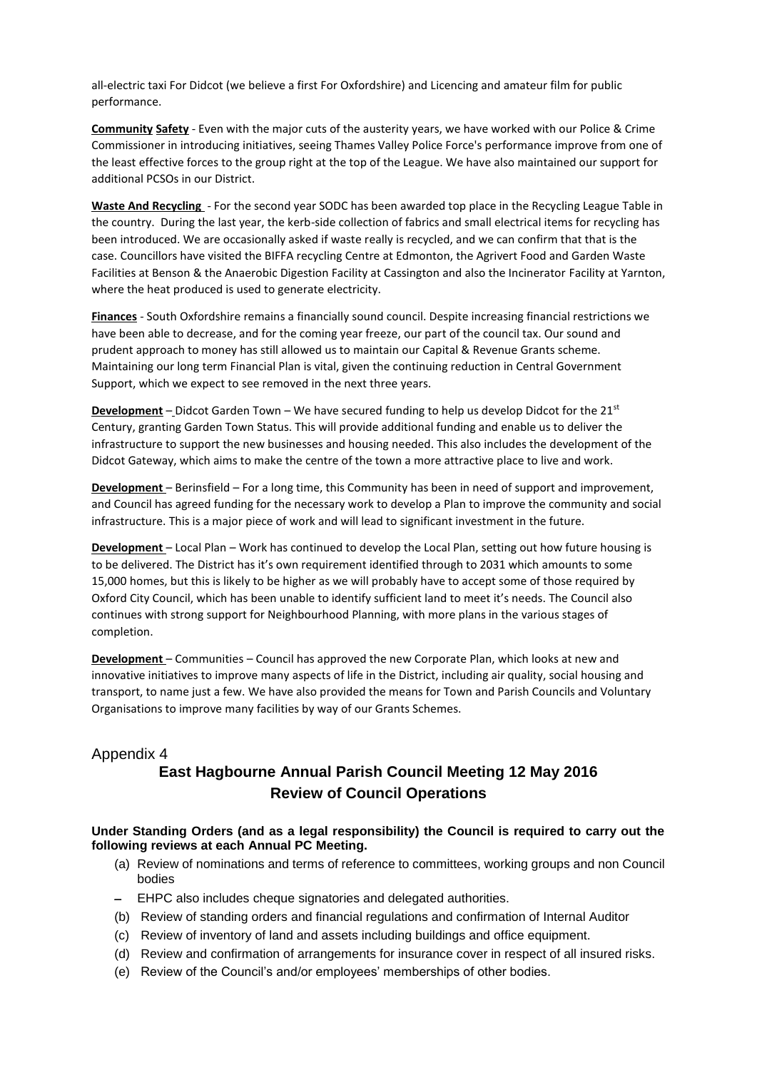all-electric taxi For Didcot (we believe a first For Oxfordshire) and Licencing and amateur film for public performance.

**Community Safety** - Even with the major cuts of the austerity years, we have worked with our Police & Crime Commissioner in introducing initiatives, seeing Thames Valley Police Force's performance improve from one of the least effective forces to the group right at the top of the League. We have also maintained our support for additional PCSOs in our District.

**Waste And Recycling** - For the second year SODC has been awarded top place in the Recycling League Table in the country. During the last year, the kerb-side collection of fabrics and small electrical items for recycling has been introduced. We are occasionally asked if waste really is recycled, and we can confirm that that is the case. Councillors have visited the BIFFA recycling Centre at Edmonton, the Agrivert Food and Garden Waste Facilities at Benson & the Anaerobic Digestion Facility at Cassington and also the Incinerator Facility at Yarnton, where the heat produced is used to generate electricity.

**Finances** - South Oxfordshire remains a financially sound council. Despite increasing financial restrictions we have been able to decrease, and for the coming year freeze, our part of the council tax. Our sound and prudent approach to money has still allowed us to maintain our Capital & Revenue Grants scheme. Maintaining our long term Financial Plan is vital, given the continuing reduction in Central Government Support, which we expect to see removed in the next three years.

**Development** – Didcot Garden Town – We have secured funding to help us develop Didcot for the 21st Century, granting Garden Town Status. This will provide additional funding and enable us to deliver the infrastructure to support the new businesses and housing needed. This also includes the development of the Didcot Gateway, which aims to make the centre of the town a more attractive place to live and work.

**Development** – Berinsfield – For a long time, this Community has been in need of support and improvement, and Council has agreed funding for the necessary work to develop a Plan to improve the community and social infrastructure. This is a major piece of work and will lead to significant investment in the future.

**Development** – Local Plan – Work has continued to develop the Local Plan, setting out how future housing is to be delivered. The District has it's own requirement identified through to 2031 which amounts to some 15,000 homes, but this is likely to be higher as we will probably have to accept some of those required by Oxford City Council, which has been unable to identify sufficient land to meet it's needs. The Council also continues with strong support for Neighbourhood Planning, with more plans in the various stages of completion.

**Development** – Communities – Council has approved the new Corporate Plan, which looks at new and innovative initiatives to improve many aspects of life in the District, including air quality, social housing and transport, to name just a few. We have also provided the means for Town and Parish Councils and Voluntary Organisations to improve many facilities by way of our Grants Schemes.

## Appendix 4

## East Hagbourne Annual Parish Council Meeting 12 May 2016
## Review of Council Operations

**Under Standing Orders (and as a legal responsibility) the Council is required to carry out the following reviews at each Annual PC Meeting.**

(a) Review of nominations and terms of reference to committees, working groups and non Council bodies
- EHPC also includes cheque signatories and delegated authorities.

(b) Review of standing orders and financial regulations and confirmation of Internal Auditor
(c) Review of inventory of land and assets including buildings and office equipment.
(d) Review and confirmation of arrangements for insurance cover in respect of all insured risks.
(e) Review of the Council's and/or employees' memberships of other bodies.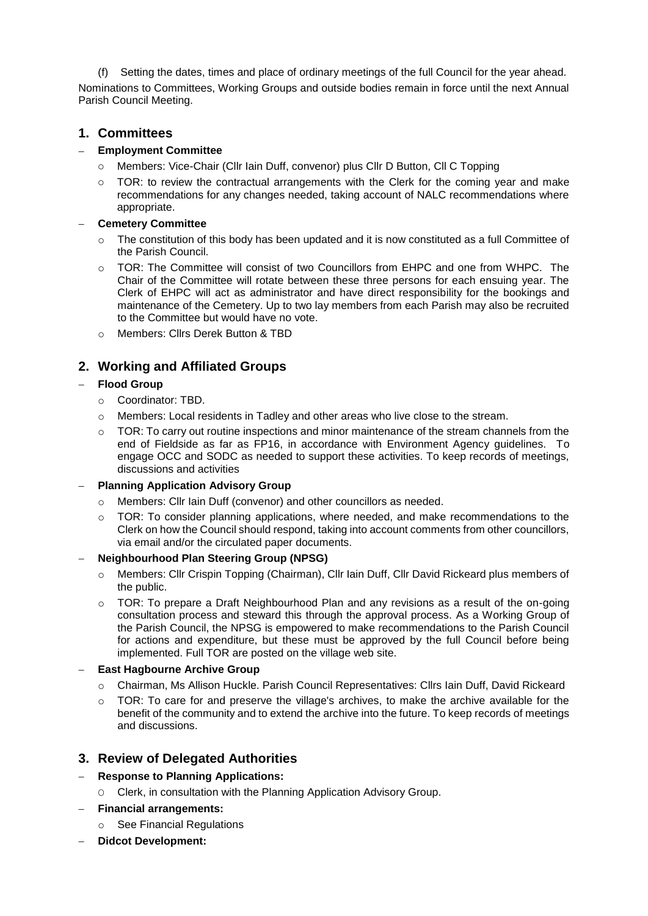(f) Setting the dates, times and place of ordinary meetings of the full Council for the year ahead.

Nominations to Committees, Working Groups and outside bodies remain in force until the next Annual Parish Council Meeting.

## 1. Committees

- **Employment Committee**
  - Members: Vice-Chair (Cllr Iain Duff, convenor) plus Cllr D Button, Cll C Topping
  - TOR: to review the contractual arrangements with the Clerk for the coming year and make recommendations for any changes needed, taking account of NALC recommendations where appropriate.
- **Cemetery Committee**
  - The constitution of this body has been updated and it is now constituted as a full Committee of the Parish Council.
  - TOR: The Committee will consist of two Councillors from EHPC and one from WHPC. The Chair of the Committee will rotate between these three persons for each ensuing year. The Clerk of EHPC will act as administrator and have direct responsibility for the bookings and maintenance of the Cemetery. Up to two lay members from each Parish may also be recruited to the Committee but would have no vote.
  - Members: Cllrs Derek Button & TBD

## 2. Working and Affiliated Groups

- **Flood Group**
  - Coordinator: TBD.
  - Members: Local residents in Tadley and other areas who live close to the stream.
  - TOR: To carry out routine inspections and minor maintenance of the stream channels from the end of Fieldside as far as FP16, in accordance with Environment Agency guidelines. To engage OCC and SODC as needed to support these activities. To keep records of meetings, discussions and activities
- **Planning Application Advisory Group**
  - Members: Cllr Iain Duff (convenor) and other councillors as needed.
  - TOR: To consider planning applications, where needed, and make recommendations to the Clerk on how the Council should respond, taking into account comments from other councillors, via email and/or the circulated paper documents.
- **Neighbourhood Plan Steering Group (NPSG)**
  - Members: Cllr Crispin Topping (Chairman), Cllr Iain Duff, Cllr David Rickeard plus members of the public.
  - TOR: To prepare a Draft Neighbourhood Plan and any revisions as a result of the on-going consultation process and steward this through the approval process. As a Working Group of the Parish Council, the NPSG is empowered to make recommendations to the Parish Council for actions and expenditure, but these must be approved by the full Council before being implemented. Full TOR are posted on the village web site.
- **East Hagbourne Archive Group**
  - Chairman, Ms Allison Huckle. Parish Council Representatives: Cllrs Iain Duff, David Rickeard
  - TOR: To care for and preserve the village's archives, to make the archive available for the benefit of the community and to extend the archive into the future. To keep records of meetings and discussions.

## 3. Review of Delegated Authorities

- **Response to Planning Applications:**
  - Clerk, in consultation with the Planning Application Advisory Group.
- **Financial arrangements:**
  - See Financial Regulations
- **Didcot Development:**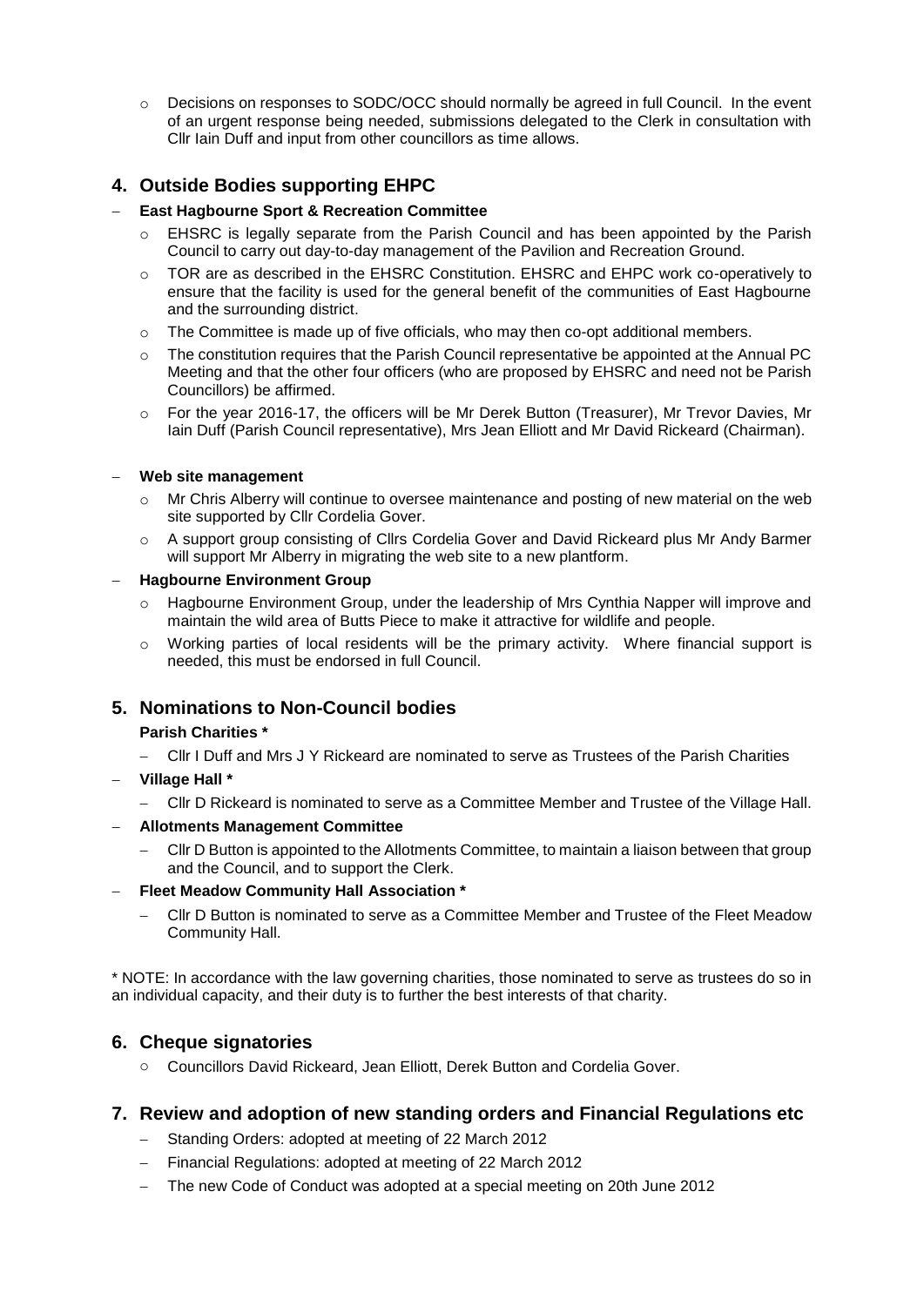- Decisions on responses to SODC/OCC should normally be agreed in full Council. In the event of an urgent response being needed, submissions delegated to the Clerk in consultation with Cllr Iain Duff and input from other councillors as time allows.

## 4. Outside Bodies supporting EHPC

- **East Hagbourne Sport & Recreation Committee**
  - EHSRC is legally separate from the Parish Council and has been appointed by the Parish Council to carry out day-to-day management of the Pavilion and Recreation Ground.
  - TOR are as described in the EHSRC Constitution. EHSRC and EHPC work co-operatively to ensure that the facility is used for the general benefit of the communities of East Hagbourne and the surrounding district.
  - The Committee is made up of five officials, who may then co-opt additional members.
  - The constitution requires that the Parish Council representative be appointed at the Annual PC Meeting and that the other four officers (who are proposed by EHSRC and need not be Parish Councillors) be affirmed.
  - For the year 2016-17, the officers will be Mr Derek Button (Treasurer), Mr Trevor Davies, Mr Iain Duff (Parish Council representative), Mrs Jean Elliott and Mr David Rickeard (Chairman).

- **Web site management**
  - Mr Chris Alberry will continue to oversee maintenance and posting of new material on the web site supported by Cllr Cordelia Gover.
  - A support group consisting of Cllrs Cordelia Gover and David Rickeard plus Mr Andy Barmer will support Mr Alberry in migrating the web site to a new plantform.

- **Hagbourne Environment Group**
  - Hagbourne Environment Group, under the leadership of Mrs Cynthia Napper will improve and maintain the wild area of Butts Piece to make it attractive for wildlife and people.
  - Working parties of local residents will be the primary activity. Where financial support is needed, this must be endorsed in full Council.

## 5. Nominations to Non-Council bodies

**Parish Charities ***

- Cllr I Duff and Mrs J Y Rickeard are nominated to serve as Trustees of the Parish Charities

- **Village Hall ***
  - Cllr D Rickeard is nominated to serve as a Committee Member and Trustee of the Village Hall.
- **Allotments Management Committee**
  - Cllr D Button is appointed to the Allotments Committee, to maintain a liaison between that group and the Council, and to support the Clerk.
- **Fleet Meadow Community Hall Association ***
  - Cllr D Button is nominated to serve as a Committee Member and Trustee of the Fleet Meadow Community Hall.

* NOTE: In accordance with the law governing charities, those nominated to serve as trustees do so in an individual capacity, and their duty is to further the best interests of that charity.

## 6. Cheque signatories

- Councillors David Rickeard, Jean Elliott, Derek Button and Cordelia Gover.

## 7. Review and adoption of new standing orders and Financial Regulations etc

- Standing Orders: adopted at meeting of 22 March 2012
- Financial Regulations: adopted at meeting of 22 March 2012
- The new Code of Conduct was adopted at a special meeting on 20th June 2012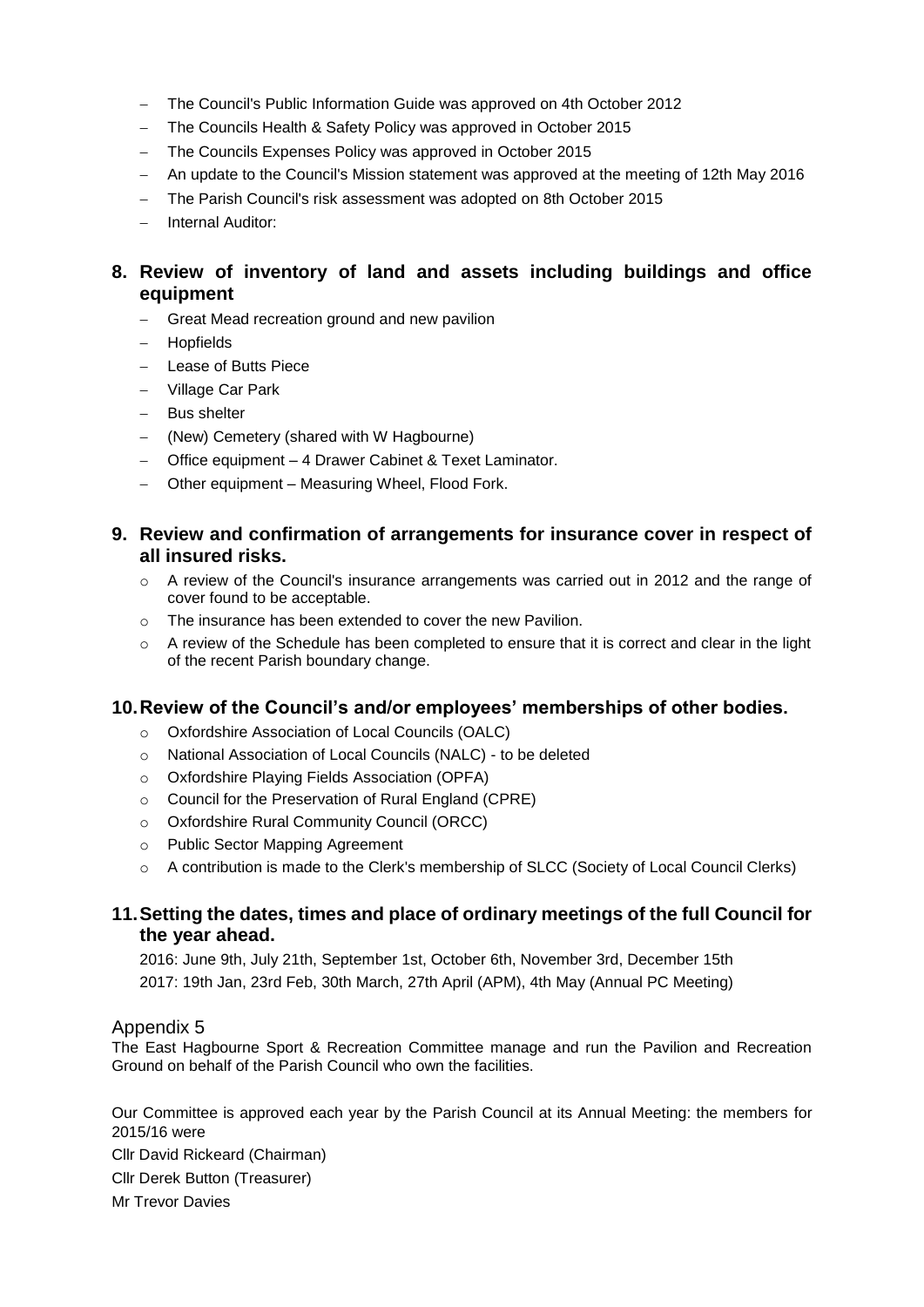- The Council's Public Information Guide was approved on 4th October 2012
- The Councils Health & Safety Policy was approved in October 2015
- The Councils Expenses Policy was approved in October 2015
- An update to the Council's Mission statement was approved at the meeting of 12th May 2016
- The Parish Council's risk assessment was adopted on 8th October 2015
- Internal Auditor:

## 8. Review of inventory of land and assets including buildings and office equipment

- Great Mead recreation ground and new pavilion
- Hopfields
- Lease of Butts Piece
- Village Car Park
- Bus shelter
- (New) Cemetery (shared with W Hagbourne)
- Office equipment – 4 Drawer Cabinet & Texet Laminator.
- Other equipment – Measuring Wheel, Flood Fork.

## 9. Review and confirmation of arrangements for insurance cover in respect of all insured risks.

- A review of the Council's insurance arrangements was carried out in 2012 and the range of cover found to be acceptable.
- The insurance has been extended to cover the new Pavilion.
- A review of the Schedule has been completed to ensure that it is correct and clear in the light of the recent Parish boundary change.

## 10. Review of the Council's and/or employees' memberships of other bodies.

- Oxfordshire Association of Local Councils (OALC)
- National Association of Local Councils (NALC) - to be deleted
- Oxfordshire Playing Fields Association (OPFA)
- Council for the Preservation of Rural England (CPRE)
- Oxfordshire Rural Community Council (ORCC)
- Public Sector Mapping Agreement
- A contribution is made to the Clerk's membership of SLCC (Society of Local Council Clerks)

## 11. Setting the dates, times and place of ordinary meetings of the full Council for the year ahead.

2016: June 9th, July 21th, September 1st, October 6th, November 3rd, December 15th

2017: 19th Jan, 23rd Feb, 30th March, 27th April (APM), 4th May (Annual PC Meeting)

## Appendix 5

The East Hagbourne Sport & Recreation Committee manage and run the Pavilion and Recreation Ground on behalf of the Parish Council who own the facilities.

Our Committee is approved each year by the Parish Council at its Annual Meeting: the members for 2015/16 were

Cllr David Rickeard (Chairman)

Cllr Derek Button (Treasurer)

Mr Trevor Davies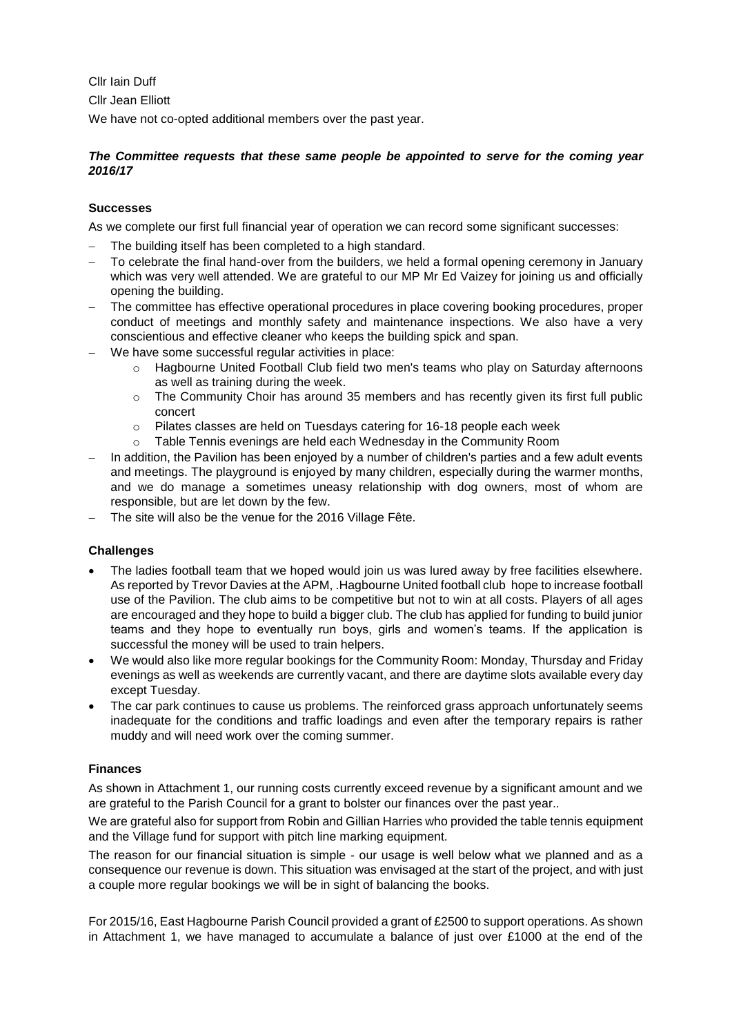Cllr Iain Duff

Cllr Jean Elliott

We have not co-opted additional members over the past year.

***The Committee requests that these same people be appointed to serve for the coming year 2016/17***

**Successes**

As we complete our first full financial year of operation we can record some significant successes:

- The building itself has been completed to a high standard.
- To celebrate the final hand-over from the builders, we held a formal opening ceremony in January which was very well attended. We are grateful to our MP Mr Ed Vaizey for joining us and officially opening the building.
- The committee has effective operational procedures in place covering booking procedures, proper conduct of meetings and monthly safety and maintenance inspections. We also have a very conscientious and effective cleaner who keeps the building spick and span.
- We have some successful regular activities in place:
  - Hagbourne United Football Club field two men's teams who play on Saturday afternoons as well as training during the week.
  - The Community Choir has around 35 members and has recently given its first full public concert
  - Pilates classes are held on Tuesdays catering for 16-18 people each week
  - Table Tennis evenings are held each Wednesday in the Community Room
- In addition, the Pavilion has been enjoyed by a number of children's parties and a few adult events and meetings. The playground is enjoyed by many children, especially during the warmer months, and we do manage a sometimes uneasy relationship with dog owners, most of whom are responsible, but are let down by the few.
- The site will also be the venue for the 2016 Village Fête.

**Challenges**

- The ladies football team that we hoped would join us was lured away by free facilities elsewhere. As reported by Trevor Davies at the APM, .Hagbourne United football club hope to increase football use of the Pavilion. The club aims to be competitive but not to win at all costs. Players of all ages are encouraged and they hope to build a bigger club. The club has applied for funding to build junior teams and they hope to eventually run boys, girls and women's teams. If the application is successful the money will be used to train helpers.
- We would also like more regular bookings for the Community Room: Monday, Thursday and Friday evenings as well as weekends are currently vacant, and there are daytime slots available every day except Tuesday.
- The car park continues to cause us problems. The reinforced grass approach unfortunately seems inadequate for the conditions and traffic loadings and even after the temporary repairs is rather muddy and will need work over the coming summer.

**Finances**

As shown in Attachment 1, our running costs currently exceed revenue by a significant amount and we are grateful to the Parish Council for a grant to bolster our finances over the past year..

We are grateful also for support from Robin and Gillian Harries who provided the table tennis equipment and the Village fund for support with pitch line marking equipment.

The reason for our financial situation is simple - our usage is well below what we planned and as a consequence our revenue is down. This situation was envisaged at the start of the project, and with just a couple more regular bookings we will be in sight of balancing the books.

For 2015/16, East Hagbourne Parish Council provided a grant of £2500 to support operations. As shown in Attachment 1, we have managed to accumulate a balance of just over £1000 at the end of the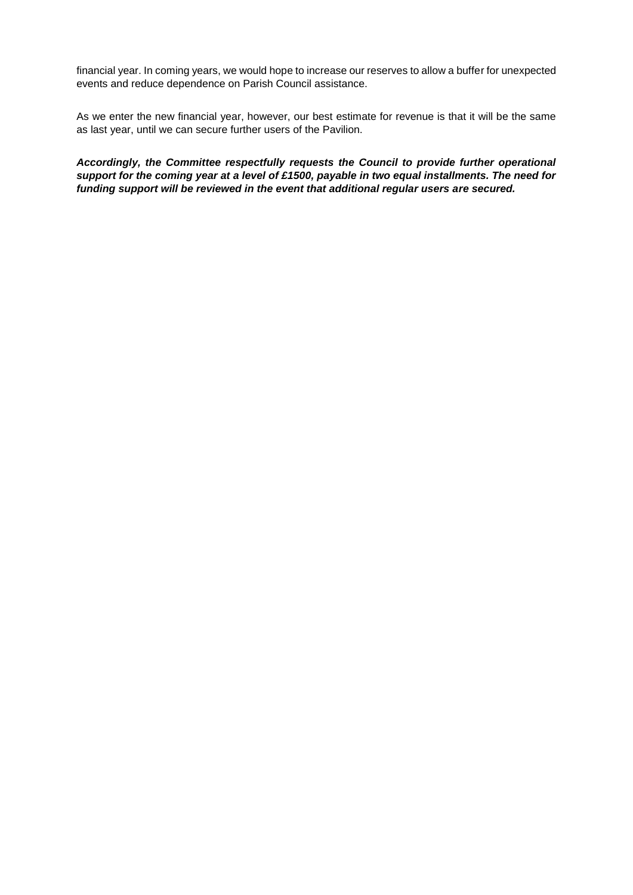financial year. In coming years, we would hope to increase our reserves to allow a buffer for unexpected events and reduce dependence on Parish Council assistance.

As we enter the new financial year, however, our best estimate for revenue is that it will be the same as last year, until we can secure further users of the Pavilion.

***Accordingly, the Committee respectfully requests the Council to provide further operational support for the coming year at a level of £1500, payable in two equal installments. The need for funding support will be reviewed in the event that additional regular users are secured.***